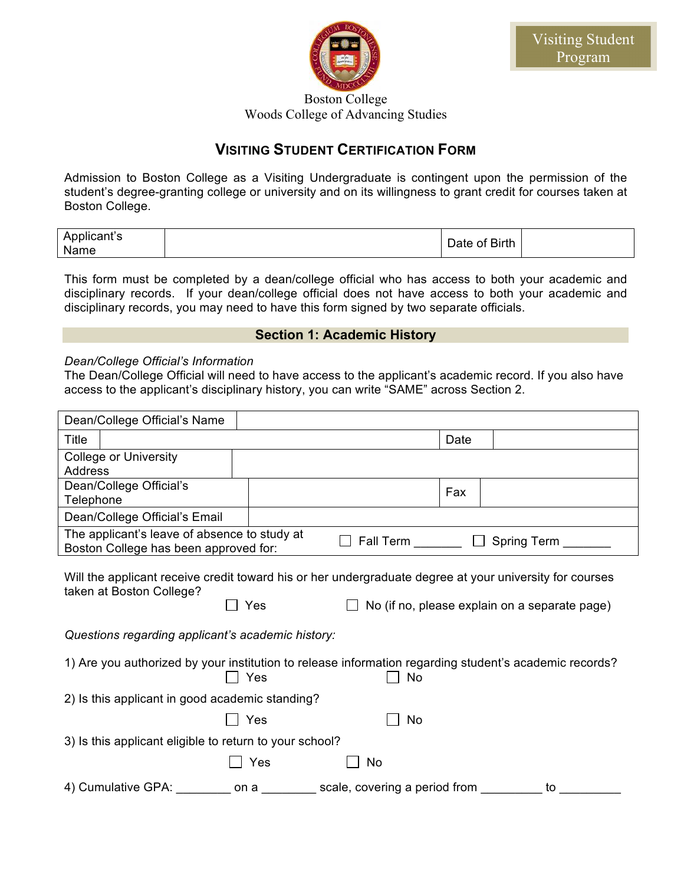Visiting Student Program

Boston College
Woods College of Advancing Studies

# VISITING STUDENT CERTIFICATION FORM

Admission to Boston College as a Visiting Undergraduate is contingent upon the permission of the student's degree-granting college or university and on its willingness to grant credit for courses taken at Boston College.

| Applicant's Name | | Date of Birth | |
|---|---|---|---|

This form must be completed by a dean/college official who has access to both your academic and disciplinary records. If your dean/college official does not have access to both your academic and disciplinary records, you may need to have this form signed by two separate officials.

## Section 1: Academic History

*Dean/College Official's Information*
The Dean/College Official will need to have access to the applicant's academic record. If you also have access to the applicant's disciplinary history, you can write "SAME" across Section 2.

| Dean/College Official's Name | | | |
|---|---|---|---|
| Title | | Date | |
| College or University Address | | | |
| Dean/College Official's Telephone | | Fax | |
| Dean/College Official's Email | | | |
| The applicant's leave of absence to study at Boston College has been approved for: | ☐ Fall Term _______ | ☐ Spring Term _______ | |

Will the applicant receive credit toward his or her undergraduate degree at your university for courses taken at Boston College?

☐ Yes ☐ No (if no, please explain on a separate page)

*Questions regarding applicant's academic history:*

1) Are you authorized by your institution to release information regarding student's academic records?

☐ Yes ☐ No

2) Is this applicant in good academic standing?

☐ Yes ☐ No

3) Is this applicant eligible to return to your school?

☐ Yes ☐ No

4) Cumulative GPA: ________ on a ________ scale, covering a period from _________ to _________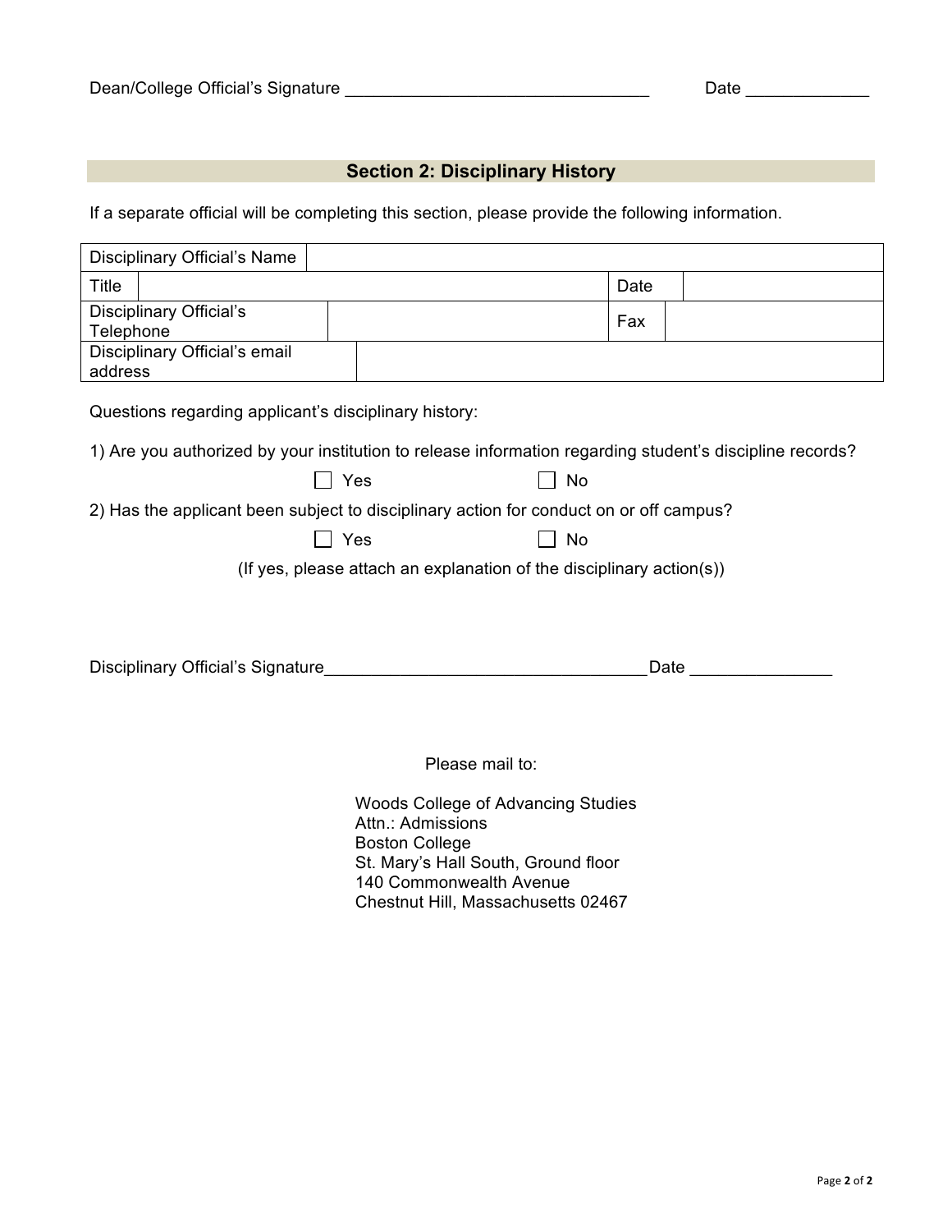Dean/College Official's Signature ________________________________ Date ____________

## Section 2: Disciplinary History

If a separate official will be completing this section, please provide the following information.

| | | | |
|---|---|---|---|
| Disciplinary Official's Name | | | |
| Title | | Date | |
| Disciplinary Official's Telephone | | Fax | |
| Disciplinary Official's email address | | | |

Questions regarding applicant's disciplinary history:

1) Are you authorized by your institution to release information regarding student's discipline records?

☐ Yes ☐ No

2) Has the applicant been subject to disciplinary action for conduct on or off campus?

☐ Yes ☐ No

(If yes, please attach an explanation of the disciplinary action(s))

Disciplinary Official's Signature_________________________________Date ______________

Please mail to:

Woods College of Advancing Studies
Attn.: Admissions
Boston College
St. Mary's Hall South, Ground floor
140 Commonwealth Avenue
Chestnut Hill, Massachusetts 02467